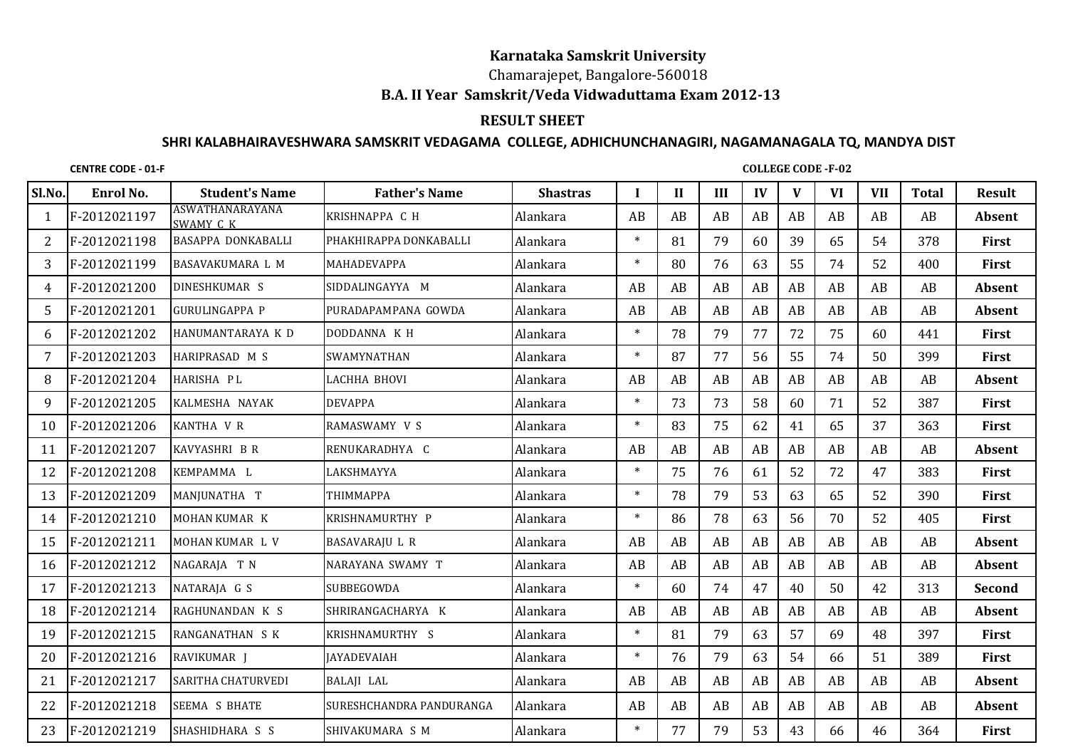# Karnataka Samskrit University

Chamarajepet, Bangalore-560018

## B.A. II Year Samskrit/Veda Vidwaduttama Exam 2012-13

### RESULT SHEET

### SHRI KALABHAIRAVESHWARA SAMSKRIT VEDAGAMA COLLEGE, ADHICHUNCHANAGIRI, NAGAMANAGALA TQ, MANDYA DIST

**CENTRE CODE - 01-F** **COLLEGE CODE -F-02**

| Sl.No. | Enrol No. | Student's Name | Father's Name | Shastras | I | II | III | IV | V | VI | VII | Total | Result |
|---|---|---|---|---|---|---|---|---|---|---|---|---|---|
| 1 | F-2012021197 | ASWATHANARAYANA SWAMY C K | KRISHNAPPA C H | Alankara | AB | AB | AB | AB | AB | AB | AB | AB | **Absent** |
| 2 | F-2012021198 | BASAPPA DONKABALLI | PHAKHIRAPPA DONKABALLI | Alankara | * | 81 | 79 | 60 | 39 | 65 | 54 | 378 | **First** |
| 3 | F-2012021199 | BASAVAKUMARA L M | MAHADEVAPPA | Alankara | * | 80 | 76 | 63 | 55 | 74 | 52 | 400 | **First** |
| 4 | F-2012021200 | DINESHKUMAR S | SIDDALINGAYYA M | Alankara | AB | AB | AB | AB | AB | AB | AB | AB | **Absent** |
| 5 | F-2012021201 | GURULINGAPPA P | PURADAPAMPANA GOWDA | Alankara | AB | AB | AB | AB | AB | AB | AB | AB | **Absent** |
| 6 | F-2012021202 | HANUMANTARAYA K D | DODDANNA K H | Alankara | * | 78 | 79 | 77 | 72 | 75 | 60 | 441 | **First** |
| 7 | F-2012021203 | HARIPRASAD M S | SWAMYNATHAN | Alankara | * | 87 | 77 | 56 | 55 | 74 | 50 | 399 | **First** |
| 8 | F-2012021204 | HARISHA P L | LACHHA BHOVI | Alankara | AB | AB | AB | AB | AB | AB | AB | AB | **Absent** |
| 9 | F-2012021205 | KALMESHA NAYAK | DEVAPPA | Alankara | * | 73 | 73 | 58 | 60 | 71 | 52 | 387 | **First** |
| 10 | F-2012021206 | KANTHA V R | RAMASWAMY V S | Alankara | * | 83 | 75 | 62 | 41 | 65 | 37 | 363 | **First** |
| 11 | F-2012021207 | KAVYASHRI B R | RENUKARADHYA C | Alankara | AB | AB | AB | AB | AB | AB | AB | AB | **Absent** |
| 12 | F-2012021208 | KEMPAMMA L | LAKSHMAYYA | Alankara | * | 75 | 76 | 61 | 52 | 72 | 47 | 383 | **First** |
| 13 | F-2012021209 | MANJUNATHA T | THIMMAPPA | Alankara | * | 78 | 79 | 53 | 63 | 65 | 52 | 390 | **First** |
| 14 | F-2012021210 | MOHAN KUMAR K | KRISHNAMURTHY P | Alankara | * | 86 | 78 | 63 | 56 | 70 | 52 | 405 | **First** |
| 15 | F-2012021211 | MOHAN KUMAR L V | BASAVARAJU L R | Alankara | AB | AB | AB | AB | AB | AB | AB | AB | **Absent** |
| 16 | F-2012021212 | NAGARAJA T N | NARAYANA SWAMY T | Alankara | AB | AB | AB | AB | AB | AB | AB | AB | **Absent** |
| 17 | F-2012021213 | NATARAJA G S | SUBBEGOWDA | Alankara | * | 60 | 74 | 47 | 40 | 50 | 42 | 313 | **Second** |
| 18 | F-2012021214 | RAGHUNANDAN K S | SHRIRANGACHARYA K | Alankara | AB | AB | AB | AB | AB | AB | AB | AB | **Absent** |
| 19 | F-2012021215 | RANGANATHAN S K | KRISHNAMURTHY S | Alankara | * | 81 | 79 | 63 | 57 | 69 | 48 | 397 | **First** |
| 20 | F-2012021216 | RAVIKUMAR J | JAYADEVAIAH | Alankara | * | 76 | 79 | 63 | 54 | 66 | 51 | 389 | **First** |
| 21 | F-2012021217 | SARITHA CHATURVEDI | BALAJI LAL | Alankara | AB | AB | AB | AB | AB | AB | AB | AB | **Absent** |
| 22 | F-2012021218 | SEEMA S BHATE | SURESHCHANDRA PANDURANGA | Alankara | AB | AB | AB | AB | AB | AB | AB | AB | **Absent** |
| 23 | F-2012021219 | SHASHIDHARA S S | SHIVAKUMARA S M | Alankara | * | 77 | 79 | 53 | 43 | 66 | 46 | 364 | **First** |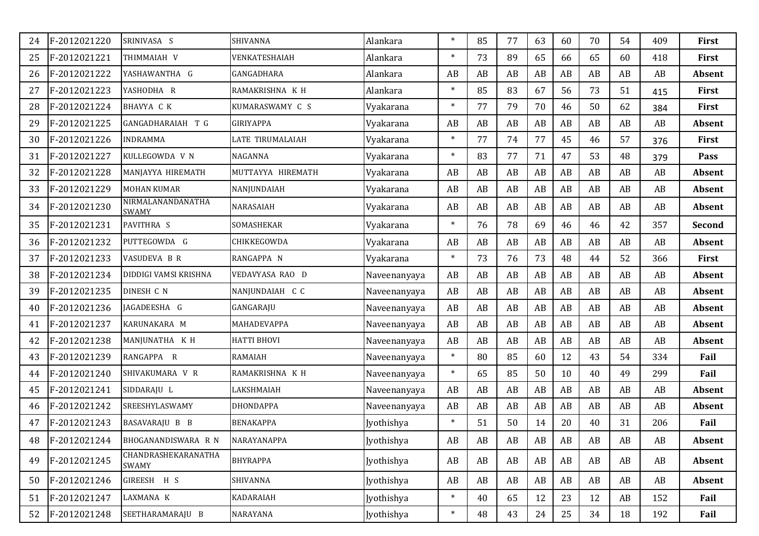| 24 | F-2012021220 | SRINIVASA S | SHIVANNA | Alankara | * | 85 | 77 | 63 | 60 | 70 | 54 | 409 | **First** |
|---|---|---|---|---|---|---|---|---|---|---|---|---|---|
| 25 | F-2012021221 | THIMMAIAH V | VENKATESHAIAH | Alankara | * | 73 | 89 | 65 | 66 | 65 | 60 | 418 | **First** |
| 26 | F-2012021222 | YASHAWANTHA G | GANGADHARA | Alankara | AB | AB | AB | AB | AB | AB | AB | AB | **Absent** |
| 27 | F-2012021223 | YASHODHA R | RAMAKRISHNA K H | Alankara | * | 85 | 83 | 67 | 56 | 73 | 51 | 415 | **First** |
| 28 | F-2012021224 | BHAVYA C K | KUMARASWAMY C S | Vyakarana | * | 77 | 79 | 70 | 46 | 50 | 62 | 384 | **First** |
| 29 | F-2012021225 | GANGADHARAIAH T G | GIRIYAPPA | Vyakarana | AB | AB | AB | AB | AB | AB | AB | AB | **Absent** |
| 30 | F-2012021226 | INDRAMMA | LATE TIRUMALAIAH | Vyakarana | * | 77 | 74 | 77 | 45 | 46 | 57 | 376 | **First** |
| 31 | F-2012021227 | KULLEGOWDA V N | NAGANNA | Vyakarana | * | 83 | 77 | 71 | 47 | 53 | 48 | 379 | **Pass** |
| 32 | F-2012021228 | MANJAYYA HIREMATH | MUTTAYYA HIREMATH | Vyakarana | AB | AB | AB | AB | AB | AB | AB | AB | **Absent** |
| 33 | F-2012021229 | MOHAN KUMAR | NANJUNDAIAH | Vyakarana | AB | AB | AB | AB | AB | AB | AB | AB | **Absent** |
| 34 | F-2012021230 | NIRMALANANDANATHA SWAMY | NARASAIAH | Vyakarana | AB | AB | AB | AB | AB | AB | AB | AB | **Absent** |
| 35 | F-2012021231 | PAVITHRA S | SOMASHEKAR | Vyakarana | * | 76 | 78 | 69 | 46 | 46 | 42 | 357 | **Second** |
| 36 | F-2012021232 | PUTTEGOWDA G | CHIKKEGOWDA | Vyakarana | AB | AB | AB | AB | AB | AB | AB | AB | **Absent** |
| 37 | F-2012021233 | VASUDEVA B R | RANGAPPA N | Vyakarana | * | 73 | 76 | 73 | 48 | 44 | 52 | 366 | **First** |
| 38 | F-2012021234 | DIDDIGI VAMSI KRISHNA | VEDAVYASA RAO D | Naveenanyaya | AB | AB | AB | AB | AB | AB | AB | AB | **Absent** |
| 39 | F-2012021235 | DINESH C N | NANJUNDAIAH C C | Naveenanyaya | AB | AB | AB | AB | AB | AB | AB | AB | **Absent** |
| 40 | F-2012021236 | JAGADEESHA G | GANGARAJU | Naveenanyaya | AB | AB | AB | AB | AB | AB | AB | AB | **Absent** |
| 41 | F-2012021237 | KARUNAKARA M | MAHADEVAPPA | Naveenanyaya | AB | AB | AB | AB | AB | AB | AB | AB | **Absent** |
| 42 | F-2012021238 | MANJUNATHA K H | HATTI BHOVI | Naveenanyaya | AB | AB | AB | AB | AB | AB | AB | AB | **Absent** |
| 43 | F-2012021239 | RANGAPPA R | RAMAIAH | Naveenanyaya | * | 80 | 85 | 60 | 12 | 43 | 54 | 334 | **Fail** |
| 44 | F-2012021240 | SHIVAKUMARA V R | RAMAKRISHNA K H | Naveenanyaya | * | 65 | 85 | 50 | 10 | 40 | 49 | 299 | **Fail** |
| 45 | F-2012021241 | SIDDARAJU L | LAKSHMAIAH | Naveenanyaya | AB | AB | AB | AB | AB | AB | AB | AB | **Absent** |
| 46 | F-2012021242 | SREESHYLASWAMY | DHONDAPPA | Naveenanyaya | AB | AB | AB | AB | AB | AB | AB | AB | **Absent** |
| 47 | F-2012021243 | BASAVARAJU B B | BENAKAPPA | Jyothishya | * | 51 | 50 | 14 | 20 | 40 | 31 | 206 | **Fail** |
| 48 | F-2012021244 | BHOGANANDISWARA R N | NARAYANAPPA | Jyothishya | AB | AB | AB | AB | AB | AB | AB | AB | **Absent** |
| 49 | F-2012021245 | CHANDRASHEKARANATHA SWAMY | BHYRAPPA | Jyothishya | AB | AB | AB | AB | AB | AB | AB | AB | **Absent** |
| 50 | F-2012021246 | GIREESH H S | SHIVANNA | Jyothishya | AB | AB | AB | AB | AB | AB | AB | AB | **Absent** |
| 51 | F-2012021247 | LAXMANA K | KADARAIAH | Jyothishya | * | 40 | 65 | 12 | 23 | 12 | AB | 152 | **Fail** |
| 52 | F-2012021248 | SEETHARAMARAJU B | NARAYANA | Jyothishya | * | 48 | 43 | 24 | 25 | 34 | 18 | 192 | **Fail** |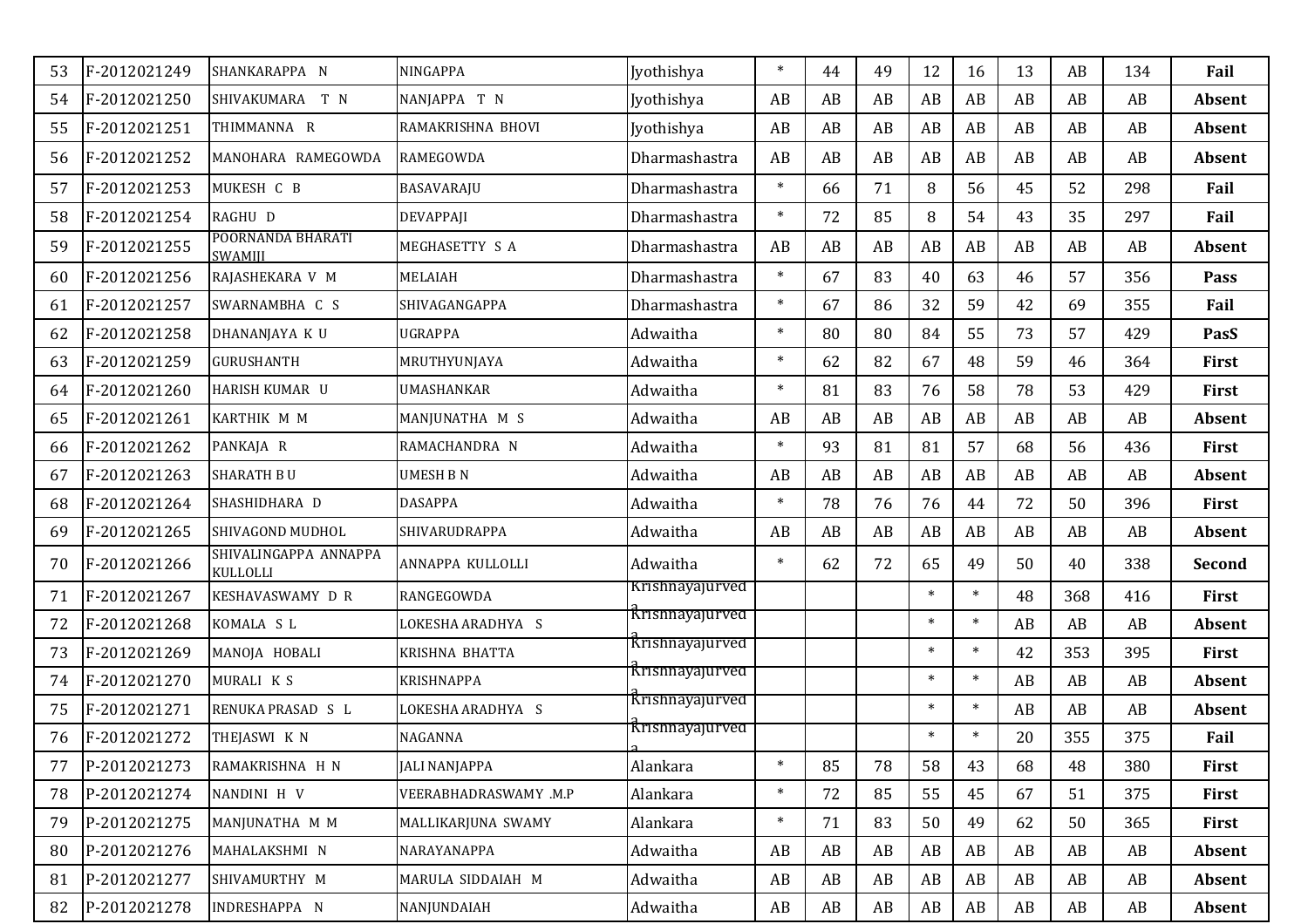| | | | | | | | | | | | | | |
|---|---|---|---|---|---|---|---|---|---|---|---|---|---|
| 53 | F-2012021249 | SHANKARAPPA N | NINGAPPA | Jyothishya | * | 44 | 49 | 12 | 16 | 13 | AB | 134 | **Fail** |
| 54 | F-2012021250 | SHIVAKUMARA T N | NANJAPPA T N | Jyothishya | AB | AB | AB | AB | AB | AB | AB | AB | **Absent** |
| 55 | F-2012021251 | THIMMANNA R | RAMAKRISHNA BHOVI | Jyothishya | AB | AB | AB | AB | AB | AB | AB | AB | **Absent** |
| 56 | F-2012021252 | MANOHARA RAMEGOWDA | RAMEGOWDA | Dharmashastra | AB | AB | AB | AB | AB | AB | AB | AB | **Absent** |
| 57 | F-2012021253 | MUKESH C B | BASAVARAJU | Dharmashastra | * | 66 | 71 | 8 | 56 | 45 | 52 | 298 | **Fail** |
| 58 | F-2012021254 | RAGHU D | DEVAPPAJI | Dharmashastra | * | 72 | 85 | 8 | 54 | 43 | 35 | 297 | **Fail** |
| 59 | F-2012021255 | POORNANDA BHARATI SWAMIJI | MEGHASETTY S A | Dharmashastra | AB | AB | AB | AB | AB | AB | AB | AB | **Absent** |
| 60 | F-2012021256 | RAJASHEKARA V M | MELAIAH | Dharmashastra | * | 67 | 83 | 40 | 63 | 46 | 57 | 356 | **Pass** |
| 61 | F-2012021257 | SWARNAMBHA C S | SHIVAGANGAPPA | Dharmashastra | * | 67 | 86 | 32 | 59 | 42 | 69 | 355 | **Fail** |
| 62 | F-2012021258 | DHANANJAYA K U | UGRAPPA | Adwaitha | * | 80 | 80 | 84 | 55 | 73 | 57 | 429 | **PasS** |
| 63 | F-2012021259 | GURUSHANTH | MRUTHYUNJAYA | Adwaitha | * | 62 | 82 | 67 | 48 | 59 | 46 | 364 | **First** |
| 64 | F-2012021260 | HARISH KUMAR U | UMASHANKAR | Adwaitha | * | 81 | 83 | 76 | 58 | 78 | 53 | 429 | **First** |
| 65 | F-2012021261 | KARTHIK M M | MANJUNATHA M S | Adwaitha | AB | AB | AB | AB | AB | AB | AB | AB | **Absent** |
| 66 | F-2012021262 | PANKAJA R | RAMACHANDRA N | Adwaitha | * | 93 | 81 | 81 | 57 | 68 | 56 | 436 | **First** |
| 67 | F-2012021263 | SHARATH B U | UMESH B N | Adwaitha | AB | AB | AB | AB | AB | AB | AB | AB | **Absent** |
| 68 | F-2012021264 | SHASHIDHARA D | DASAPPA | Adwaitha | * | 78 | 76 | 76 | 44 | 72 | 50 | 396 | **First** |
| 69 | F-2012021265 | SHIVAGOND MUDHOL | SHIVARUDRAPPA | Adwaitha | AB | AB | AB | AB | AB | AB | AB | AB | **Absent** |
| 70 | F-2012021266 | SHIVALINGAPPA ANNAPPA KULLOLLI | ANNAPPA KULLOLLI | Adwaitha | * | 62 | 72 | 65 | 49 | 50 | 40 | 338 | **Second** |
| 71 | F-2012021267 | KESHAVASWAMY D R | RANGEGOWDA | Krishnayajurveda | | | | * | * | 48 | 368 | 416 | **First** |
| 72 | F-2012021268 | KOMALA S L | LOKESHA ARADHYA S | Krishnayajurveda | | | | * | * | AB | AB | AB | **Absent** |
| 73 | F-2012021269 | MANOJA HOBALI | KRISHNA BHATTA | Krishnayajurveda | | | | * | * | 42 | 353 | 395 | **First** |
| 74 | F-2012021270 | MURALI K S | KRISHNAPPA | Krishnayajurveda | | | | * | * | AB | AB | AB | **Absent** |
| 75 | F-2012021271 | RENUKA PRASAD S L | LOKESHA ARADHYA S | Krishnayajurveda | | | | * | * | AB | AB | AB | **Absent** |
| 76 | F-2012021272 | THEJASWI K N | NAGANNA | Krishnayajurveda | | | | * | * | 20 | 355 | 375 | **Fail** |
| 77 | P-2012021273 | RAMAKRISHNA H N | JALI NANJAPPA | Alankara | * | 85 | 78 | 58 | 43 | 68 | 48 | 380 | **First** |
| 78 | P-2012021274 | NANDINI H V | VEERABHADRASWAMY .M.P | Alankara | * | 72 | 85 | 55 | 45 | 67 | 51 | 375 | **First** |
| 79 | P-2012021275 | MANJUNATHA M M | MALLIKARJUNA SWAMY | Alankara | * | 71 | 83 | 50 | 49 | 62 | 50 | 365 | **First** |
| 80 | P-2012021276 | MAHALAKSHMI N | NARAYANAPPA | Adwaitha | AB | AB | AB | AB | AB | AB | AB | AB | **Absent** |
| 81 | P-2012021277 | SHIVAMURTHY M | MARULA SIDDAIAH M | Adwaitha | AB | AB | AB | AB | AB | AB | AB | AB | **Absent** |
| 82 | P-2012021278 | INDRESHAPPA N | NANJUNDAIAH | Adwaitha | AB | AB | AB | AB | AB | AB | AB | AB | **Absent** |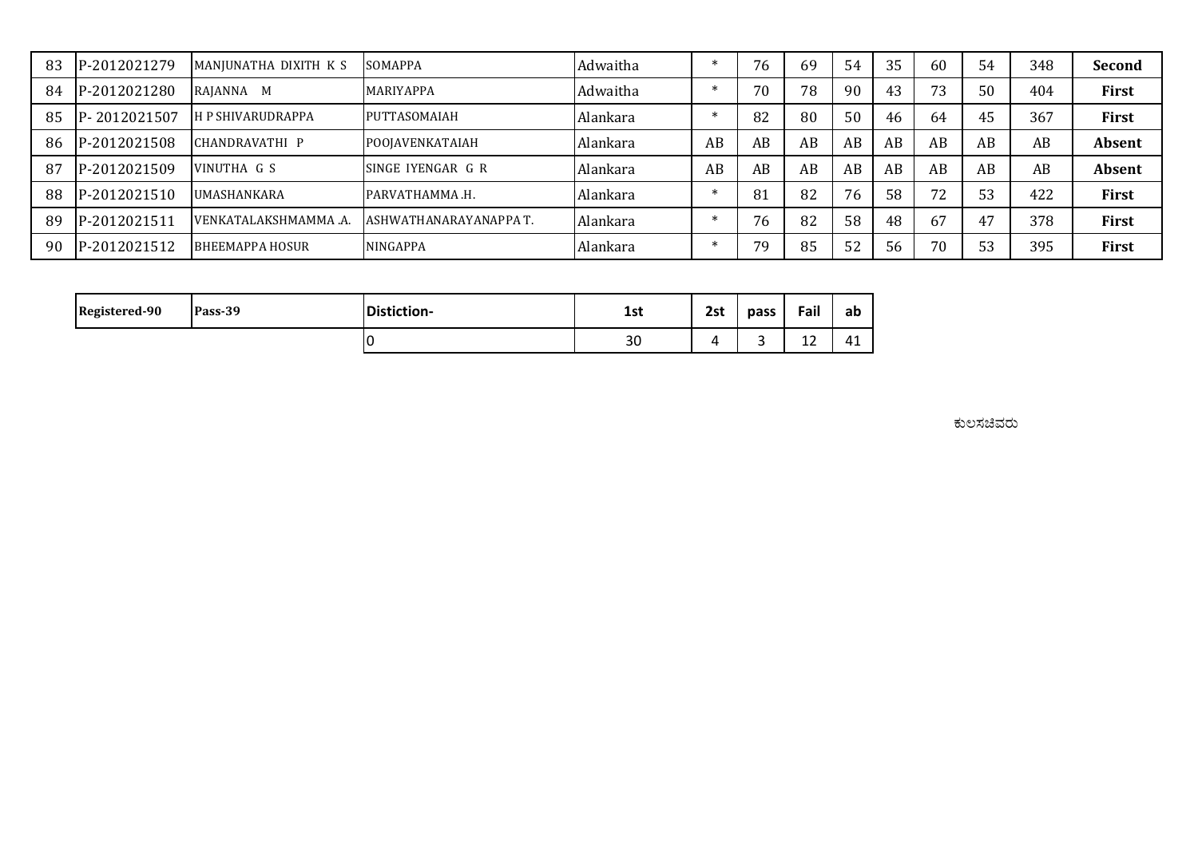| | | | | | | | | | | | | | |
|---|---|---|---|---|---|---|---|---|---|---|---|---|---|
| 83 | P-2012021279 | MANJUNATHA DIXITH K S | SOMAPPA | Adwaitha | * | 76 | 69 | 54 | 35 | 60 | 54 | 348 | **Second** |
| 84 | P-2012021280 | RAJANNA M | MARIYAPPA | Adwaitha | * | 70 | 78 | 90 | 43 | 73 | 50 | 404 | **First** |
| 85 | P- 2012021507 | H P SHIVARUDRAPPA | PUTTASOMAIAH | Alankara | * | 82 | 80 | 50 | 46 | 64 | 45 | 367 | **First** |
| 86 | P-2012021508 | CHANDRAVATHI P | POOJAVENKATAIAH | Alankara | AB | AB | AB | AB | AB | AB | AB | AB | **Absent** |
| 87 | P-2012021509 | VINUTHA G S | SINGE IYENGAR G R | Alankara | AB | AB | AB | AB | AB | AB | AB | AB | **Absent** |
| 88 | P-2012021510 | UMASHANKARA | PARVATHAMMA .H. | Alankara | * | 81 | 82 | 76 | 58 | 72 | 53 | 422 | **First** |
| 89 | P-2012021511 | VENKATALAKSHMAMMA .A. | ASHWATHANARAYANAPPA T. | Alankara | * | 76 | 82 | 58 | 48 | 67 | 47 | 378 | **First** |
| 90 | P-2012021512 | BHEEMAPPA HOSUR | NINGAPPA | Alankara | * | 79 | 85 | 52 | 56 | 70 | 53 | 395 | **First** |

| **Registered-90** | **Pass-39** | **Distiction-** | **1st** | **2st** | **pass** | **Fail** | **ab** |
|---|---|---|---|---|---|---|---|
| | | 0 | 30 | 4 | 3 | 12 | 41 |

ಕುಲಸಚಿವರು